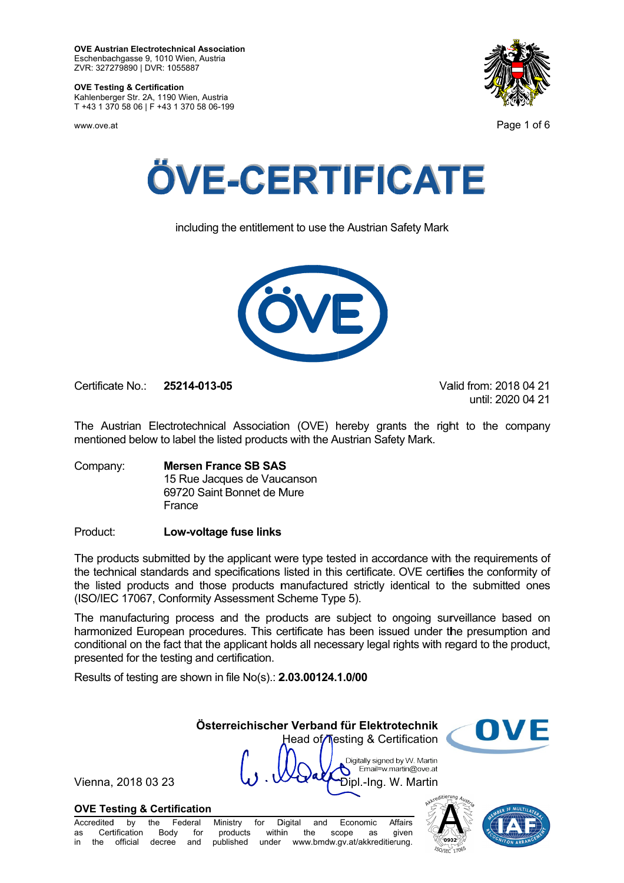**OVE Austrian Electrotechnical Association**
Eschenbachgasse 9, 1010 Wien, Austria
ZVR: 327279890 | DVR: 1055887

**OVE Testing & Certification**
Kahlenberger Str. 2A, 1190 Wien, Austria
T +43 1 370 58 06 | F +43 1 370 58 06-199

www.ove.at

# ÖVE-CERTIFICATE

including the entitlement to use the Austrian Safety Mark

Certificate No.: **25214-013-05**

Valid from: 2018 04 21
until: 2020 04 21

The Austrian Electrotechnical Association (OVE) hereby grants the right to the company mentioned below to label the listed products with the Austrian Safety Mark.

Company: **Mersen France SB SAS**
15 Rue Jacques de Vaucanson
69720 Saint Bonnet de Mure
France

Product: **Low-voltage fuse links**

The products submitted by the applicant were type tested in accordance with the requirements of the technical standards and specifications listed in this certificate. OVE certifies the conformity of the listed products and those products manufactured strictly identical to the submitted ones (ISO/IEC 17067, Conformity Assessment Scheme Type 5).

The manufacturing process and the products are subject to ongoing surveillance based on harmonized European procedures. This certificate has been issued under the presumption and conditional on the fact that the applicant holds all necessary legal rights with regard to the product, presented for the testing and certification.

Results of testing are shown in file No(s).: **2.03.00124.1.0/00**

**Österreichischer Verband für Elektrotechnik**
Head of Testing & Certification

Digitally signed by W. Martin
Email=w.martin@ove.at

Dipl.-Ing. W. Martin

Vienna, 2018 03 23

**OVE Testing & Certification**
Accredited by the Federal Ministry for Digital and Economic Affairs as Certification Body for products within the scope as given in the official decree and published under www.bmdw.gv.at/akkreditierung.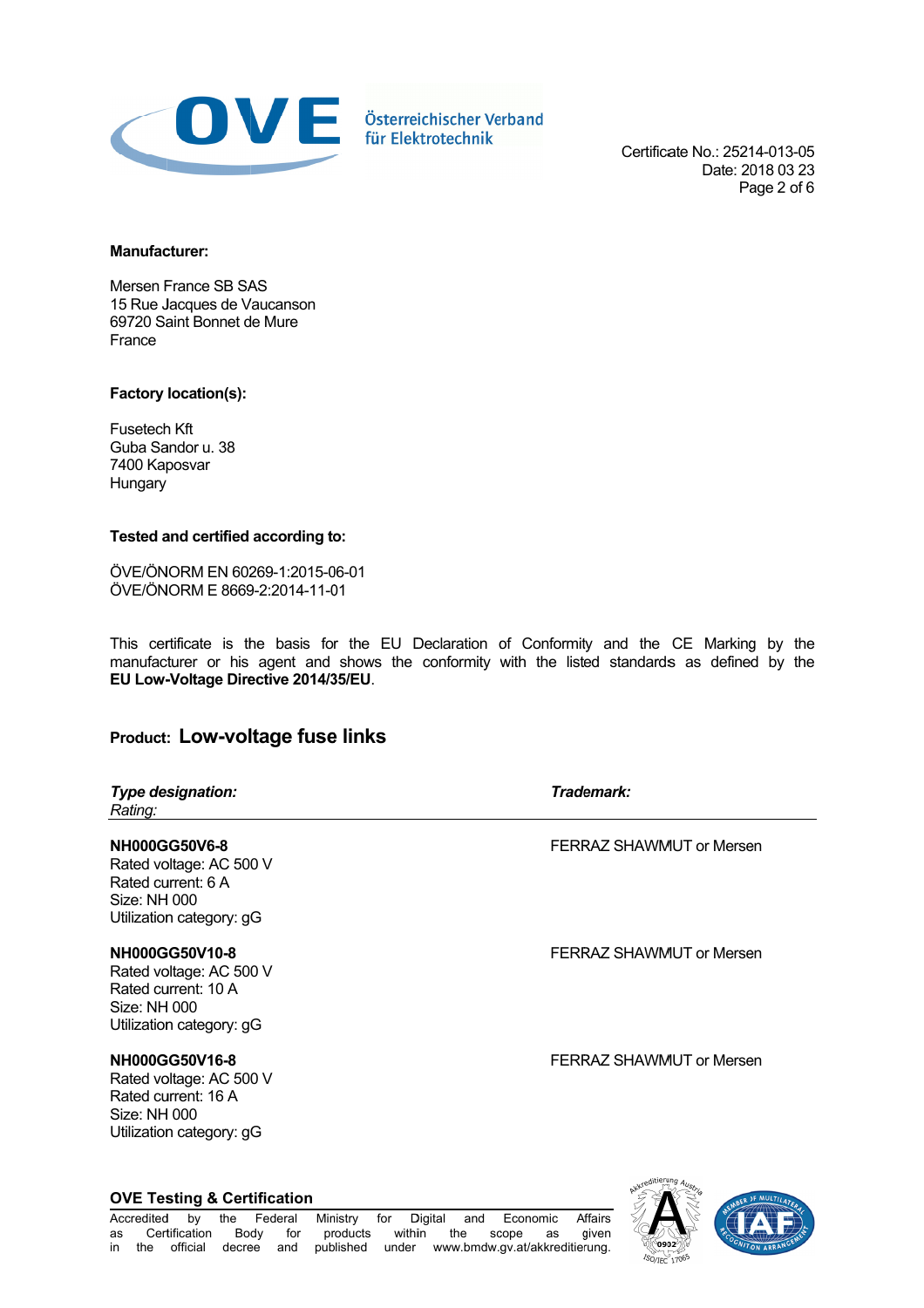Certificate No.: 25214-013-05
Date: 2018 03 23

**Manufacturer:**

Mersen France SB SAS
15 Rue Jacques de Vaucanson
69720 Saint Bonnet de Mure
France

**Factory location(s):**

Fusetech Kft
Guba Sandor u. 38
7400 Kaposvar
Hungary

**Tested and certified according to:**

ÖVE/ÖNORM EN 60269-1:2015-06-01
ÖVE/ÖNORM E 8669-2:2014-11-01

This certificate is the basis for the EU Declaration of Conformity and the CE Marking by the manufacturer or his agent and shows the conformity with the listed standards as defined by the **EU Low-Voltage Directive 2014/35/EU**.

**Product: Low-voltage fuse links**

| ***Type designation:*** *Rating:* | ***Trademark:*** |
|---|---|
| **NH000GG50V6-8**<br>Rated voltage: AC 500 V<br>Rated current: 6 A<br>Size: NH 000<br>Utilization category: gG | FERRAZ SHAWMUT or Mersen |
| **NH000GG50V10-8**<br>Rated voltage: AC 500 V<br>Rated current: 10 A<br>Size: NH 000<br>Utilization category: gG | FERRAZ SHAWMUT or Mersen |
| **NH000GG50V16-8**<br>Rated voltage: AC 500 V<br>Rated current: 16 A<br>Size: NH 000<br>Utilization category: gG | FERRAZ SHAWMUT or Mersen |

**OVE Testing & Certification**

Accredited by the Federal Ministry for Digital and Economic Affairs as Certification Body for products within the scope as given in the official decree and published under www.bmdw.gv.at/akkreditierung.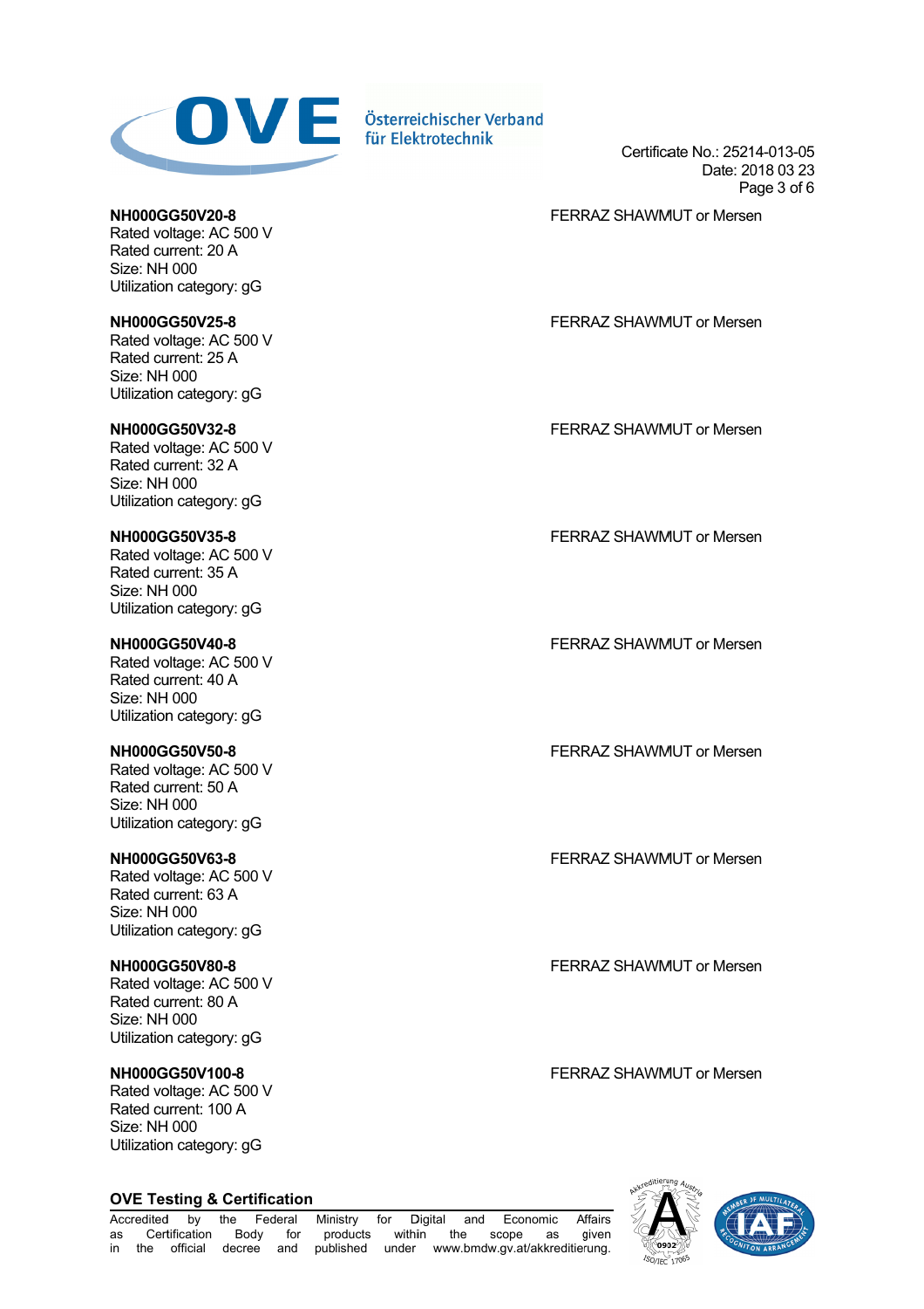**NH000GG50V20-8** FERRAZ SHAWMUT or Mersen
Rated voltage: AC 500 V
Rated current: 20 A
Size: NH 000
Utilization category: gG

**NH000GG50V25-8** FERRAZ SHAWMUT or Mersen
Rated voltage: AC 500 V
Rated current: 25 A
Size: NH 000
Utilization category: gG

**NH000GG50V32-8** FERRAZ SHAWMUT or Mersen
Rated voltage: AC 500 V
Rated current: 32 A
Size: NH 000
Utilization category: gG

**NH000GG50V35-8** FERRAZ SHAWMUT or Mersen
Rated voltage: AC 500 V
Rated current: 35 A
Size: NH 000
Utilization category: gG

**NH000GG50V40-8** FERRAZ SHAWMUT or Mersen
Rated voltage: AC 500 V
Rated current: 40 A
Size: NH 000
Utilization category: gG

**NH000GG50V50-8** FERRAZ SHAWMUT or Mersen
Rated voltage: AC 500 V
Rated current: 50 A
Size: NH 000
Utilization category: gG

**NH000GG50V63-8** FERRAZ SHAWMUT or Mersen
Rated voltage: AC 500 V
Rated current: 63 A
Size: NH 000
Utilization category: gG

**NH000GG50V80-8** FERRAZ SHAWMUT or Mersen
Rated voltage: AC 500 V
Rated current: 80 A
Size: NH 000
Utilization category: gG

**NH000GG50V100-8** FERRAZ SHAWMUT or Mersen
Rated voltage: AC 500 V
Rated current: 100 A
Size: NH 000
Utilization category: gG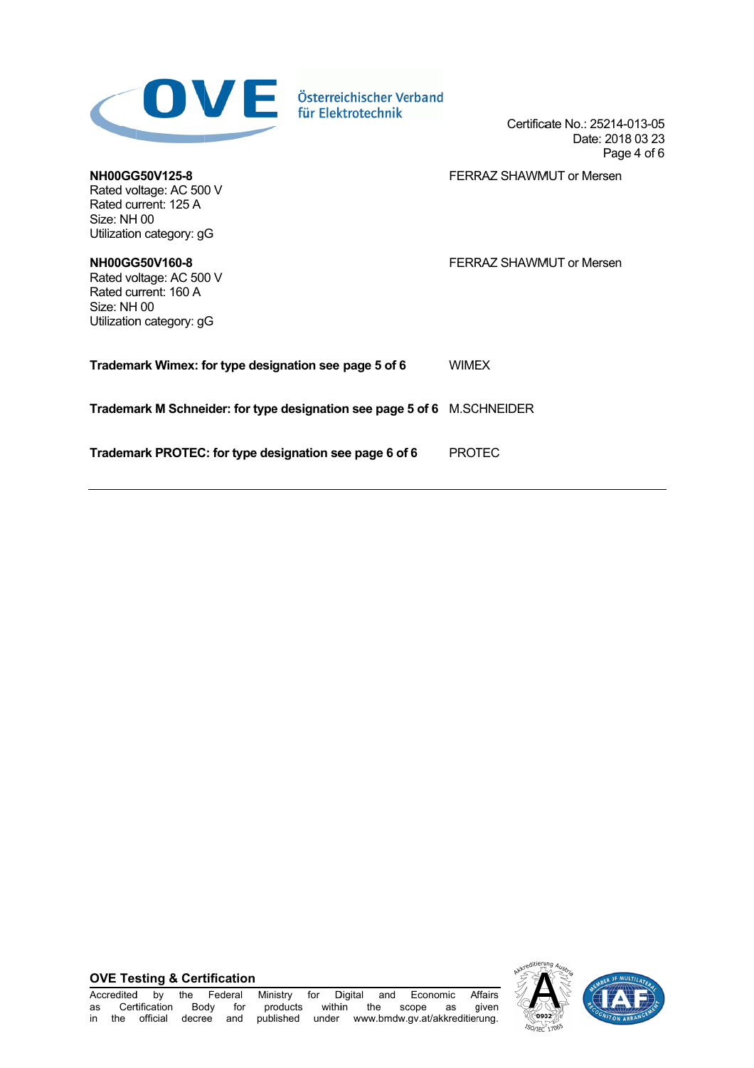**NH00GG50V125-8**
Rated voltage: AC 500 V
Rated current: 125 A
Size: NH 00
Utilization category: gG

FERRAZ SHAWMUT or Mersen

**NH00GG50V160-8**
Rated voltage: AC 500 V
Rated current: 160 A
Size: NH 00
Utilization category: gG

FERRAZ SHAWMUT or Mersen

**Trademark Wimex: for type designation see page 5 of 6** WIMEX

**Trademark M Schneider: for type designation see page 5 of 6** M.SCHNEIDER

**Trademark PROTEC: for type designation see page 6 of 6** PROTEC

---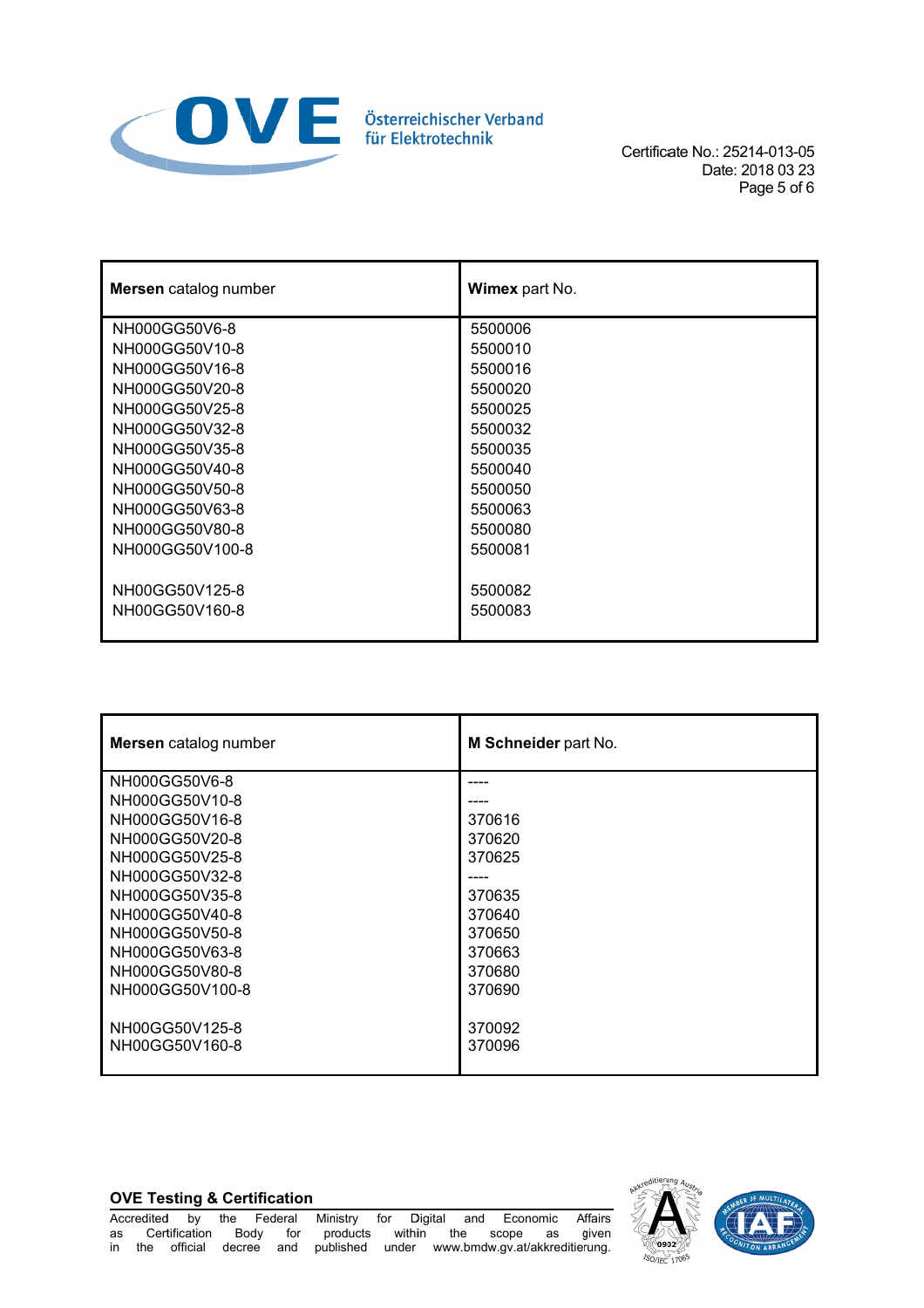| **Mersen** catalog number | **Wimex** part No. |
| --- | --- |
| NH000GG50V6-8 | 5500006 |
| NH000GG50V10-8 | 5500010 |
| NH000GG50V16-8 | 5500016 |
| NH000GG50V20-8 | 5500020 |
| NH000GG50V25-8 | 5500025 |
| NH000GG50V32-8 | 5500032 |
| NH000GG50V35-8 | 5500035 |
| NH000GG50V40-8 | 5500040 |
| NH000GG50V50-8 | 5500050 |
| NH000GG50V63-8 | 5500063 |
| NH000GG50V80-8 | 5500080 |
| NH000GG50V100-8 | 5500081 |
| NH00GG50V125-8 | 5500082 |
| NH00GG50V160-8 | 5500083 |

| **Mersen** catalog number | **M Schneider** part No. |
| --- | --- |
| NH000GG50V6-8 | ---- |
| NH000GG50V10-8 | ---- |
| NH000GG50V16-8 | 370616 |
| NH000GG50V20-8 | 370620 |
| NH000GG50V25-8 | 370625 |
| NH000GG50V32-8 | ---- |
| NH000GG50V35-8 | 370635 |
| NH000GG50V40-8 | 370640 |
| NH000GG50V50-8 | 370650 |
| NH000GG50V63-8 | 370663 |
| NH000GG50V80-8 | 370680 |
| NH000GG50V100-8 | 370690 |
| NH00GG50V125-8 | 370092 |
| NH00GG50V160-8 | 370096 |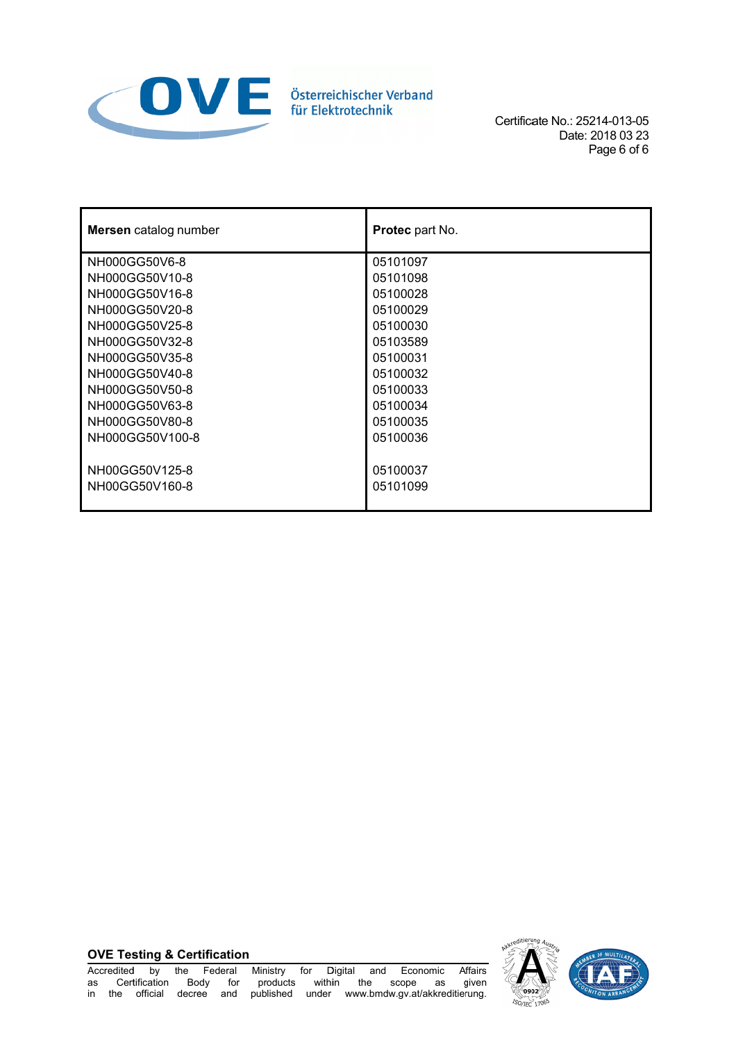| **Mersen** catalog number | **Protec** part No. |
|---|---|
| NH000GG50V6-8 | 05101097 |
| NH000GG50V10-8 | 05101098 |
| NH000GG50V16-8 | 05100028 |
| NH000GG50V20-8 | 05100029 |
| NH000GG50V25-8 | 05100030 |
| NH000GG50V32-8 | 05103589 |
| NH000GG50V35-8 | 05100031 |
| NH000GG50V40-8 | 05100032 |
| NH000GG50V50-8 | 05100033 |
| NH000GG50V63-8 | 05100034 |
| NH000GG50V80-8 | 05100035 |
| NH000GG50V100-8 | 05100036 |
| NH00GG50V125-8 | 05100037 |
| NH00GG50V160-8 | 05101099 |